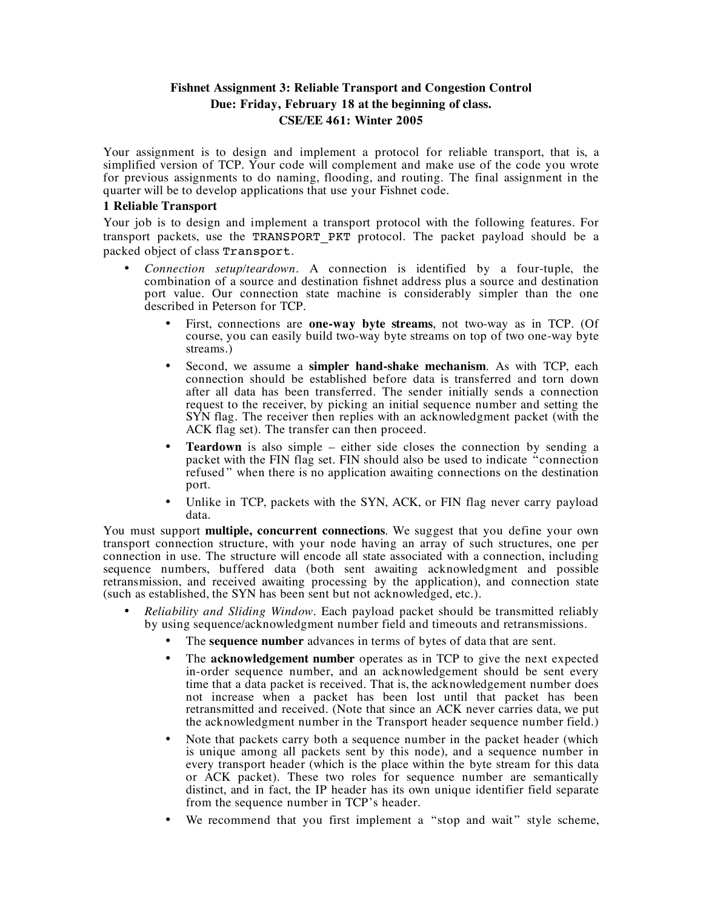**Fishnet Assignment 3: Reliable Transport and Congestion Control**
**Due: Friday, February 18 at the beginning of class.**
**CSE/EE 461: Winter 2005**

Your assignment is to design and implement a protocol for reliable transport, that is, a simplified version of TCP. Your code will complement and make use of the code you wrote for previous assignments to do naming, flooding, and routing. The final assignment in the quarter will be to develop applications that use your Fishnet code.

## 1 Reliable Transport

Your job is to design and implement a transport protocol with the following features. For transport packets, use the `TRANSPORT_PKT` protocol. The packet payload should be a packed object of class `Transport`.

- *Connection setup/teardown*. A connection is identified by a four-tuple, the combination of a source and destination fishnet address plus a source and destination port value. Our connection state machine is considerably simpler than the one described in Peterson for TCP.
  - First, connections are **one-way byte streams**, not two-way as in TCP. (Of course, you can easily build two-way byte streams on top of two one-way byte streams.)
  - Second, we assume a **simpler hand-shake mechanism**. As with TCP, each connection should be established before data is transferred and torn down after all data has been transferred. The sender initially sends a connection request to the receiver, by picking an initial sequence number and setting the SYN flag. The receiver then replies with an acknowledgment packet (with the ACK flag set). The transfer can then proceed.
  - **Teardown** is also simple – either side closes the connection by sending a packet with the FIN flag set. FIN should also be used to indicate "connection refused" when there is no application awaiting connections on the destination port.
  - Unlike in TCP, packets with the SYN, ACK, or FIN flag never carry payload data.

You must support **multiple, concurrent connections**. We suggest that you define your own transport connection structure, with your node having an array of such structures, one per connection in use. The structure will encode all state associated with a connection, including sequence numbers, buffered data (both sent awaiting acknowledgment and possible retransmission, and received awaiting processing by the application), and connection state (such as established, the SYN has been sent but not acknowledged, etc.).

- *Reliability and Sliding Window*. Each payload packet should be transmitted reliably by using sequence/acknowledgment number field and timeouts and retransmissions.
  - The **sequence number** advances in terms of bytes of data that are sent.
  - The **acknowledgement number** operates as in TCP to give the next expected in-order sequence number, and an acknowledgement should be sent every time that a data packet is received. That is, the acknowledgement number does not increase when a packet has been lost until that packet has been retransmitted and received. (Note that since an ACK never carries data, we put the acknowledgment number in the Transport header sequence number field.)
  - Note that packets carry both a sequence number in the packet header (which is unique among all packets sent by this node), and a sequence number in every transport header (which is the place within the byte stream for this data or ACK packet). These two roles for sequence number are semantically distinct, and in fact, the IP header has its own unique identifier field separate from the sequence number in TCP's header.
  - We recommend that you first implement a "stop and wait" style scheme,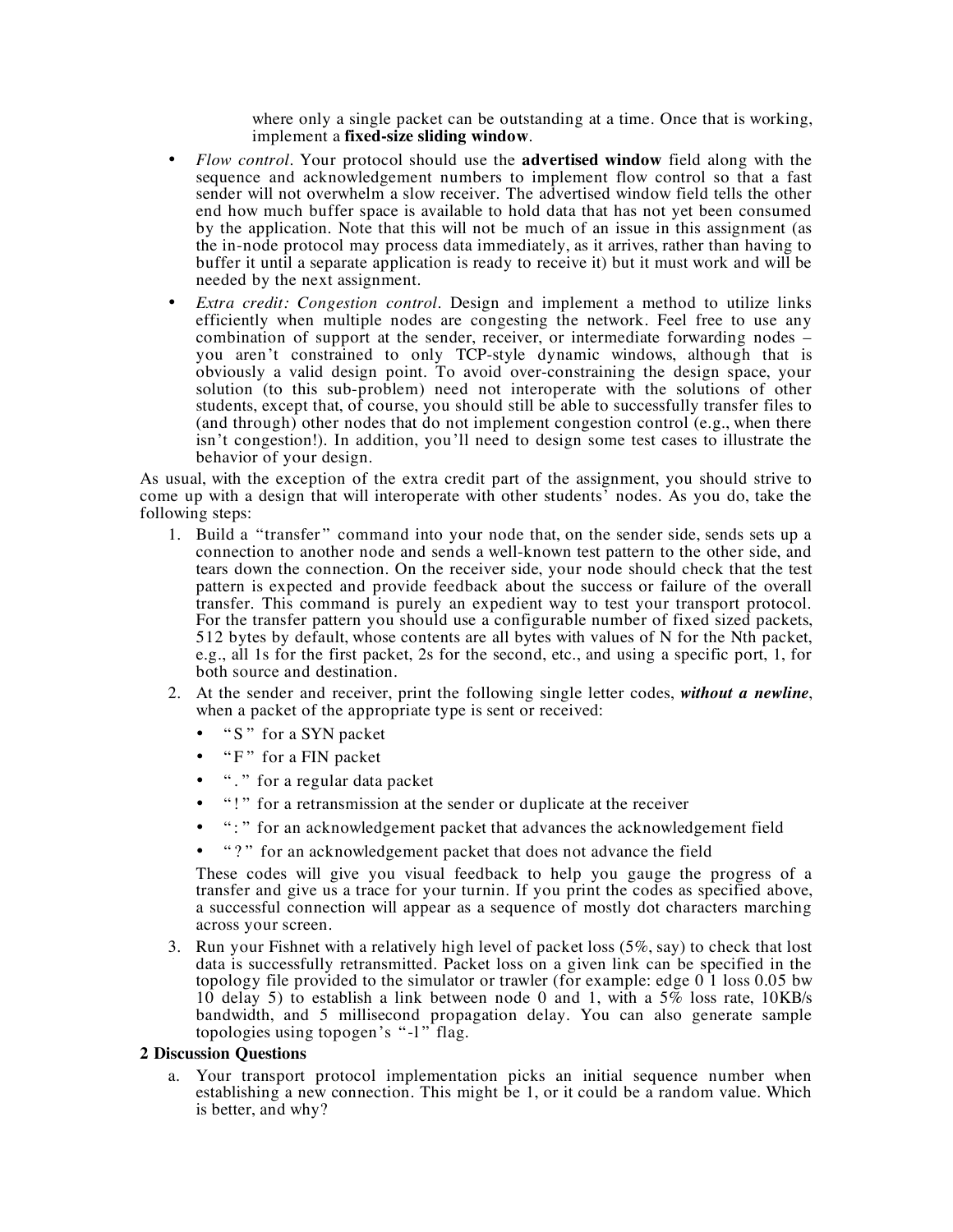where only a single packet can be outstanding at a time. Once that is working, implement a **fixed-size sliding window**.

- *Flow control*. Your protocol should use the **advertised window** field along with the sequence and acknowledgement numbers to implement flow control so that a fast sender will not overwhelm a slow receiver. The advertised window field tells the other end how much buffer space is available to hold data that has not yet been consumed by the application. Note that this will not be much of an issue in this assignment (as the in-node protocol may process data immediately, as it arrives, rather than having to buffer it until a separate application is ready to receive it) but it must work and will be needed by the next assignment.
- *Extra credit: Congestion control*. Design and implement a method to utilize links efficiently when multiple nodes are congesting the network. Feel free to use any combination of support at the sender, receiver, or intermediate forwarding nodes – you aren't constrained to only TCP-style dynamic windows, although that is obviously a valid design point. To avoid over-constraining the design space, your solution (to this sub-problem) need not interoperate with the solutions of other students, except that, of course, you should still be able to successfully transfer files to (and through) other nodes that do not implement congestion control (e.g., when there isn't congestion!). In addition, you'll need to design some test cases to illustrate the behavior of your design.

As usual, with the exception of the extra credit part of the assignment, you should strive to come up with a design that will interoperate with other students' nodes. As you do, take the following steps:

1. Build a "transfer" command into your node that, on the sender side, sends sets up a connection to another node and sends a well-known test pattern to the other side, and tears down the connection. On the receiver side, your node should check that the test pattern is expected and provide feedback about the success or failure of the overall transfer. This command is purely an expedient way to test your transport protocol. For the transfer pattern you should use a configurable number of fixed sized packets, 512 bytes by default, whose contents are all bytes with values of N for the Nth packet, e.g., all 1s for the first packet, 2s for the second, etc., and using a specific port, 1, for both source and destination.
2. At the sender and receiver, print the following single letter codes, ***without a newline***, when a packet of the appropriate type is sent or received:
   - "S" for a SYN packet
   - "F" for a FIN packet
   - "." for a regular data packet
   - "!" for a retransmission at the sender or duplicate at the receiver
   - ":" for an acknowledgement packet that advances the acknowledgement field
   - "?" for an acknowledgement packet that does not advance the field

   These codes will give you visual feedback to help you gauge the progress of a transfer and give us a trace for your turnin. If you print the codes as specified above, a successful connection will appear as a sequence of mostly dot characters marching across your screen.
3. Run your Fishnet with a relatively high level of packet loss (5%, say) to check that lost data is successfully retransmitted. Packet loss on a given link can be specified in the topology file provided to the simulator or trawler (for example: edge 0 1 loss 0.05 bw 10 delay 5) to establish a link between node 0 and 1, with a 5% loss rate, 10KB/s bandwidth, and 5 millisecond propagation delay. You can also generate sample topologies using topogen's "-l" flag.

## 2 Discussion Questions

a. Your transport protocol implementation picks an initial sequence number when establishing a new connection. This might be 1, or it could be a random value. Which is better, and why?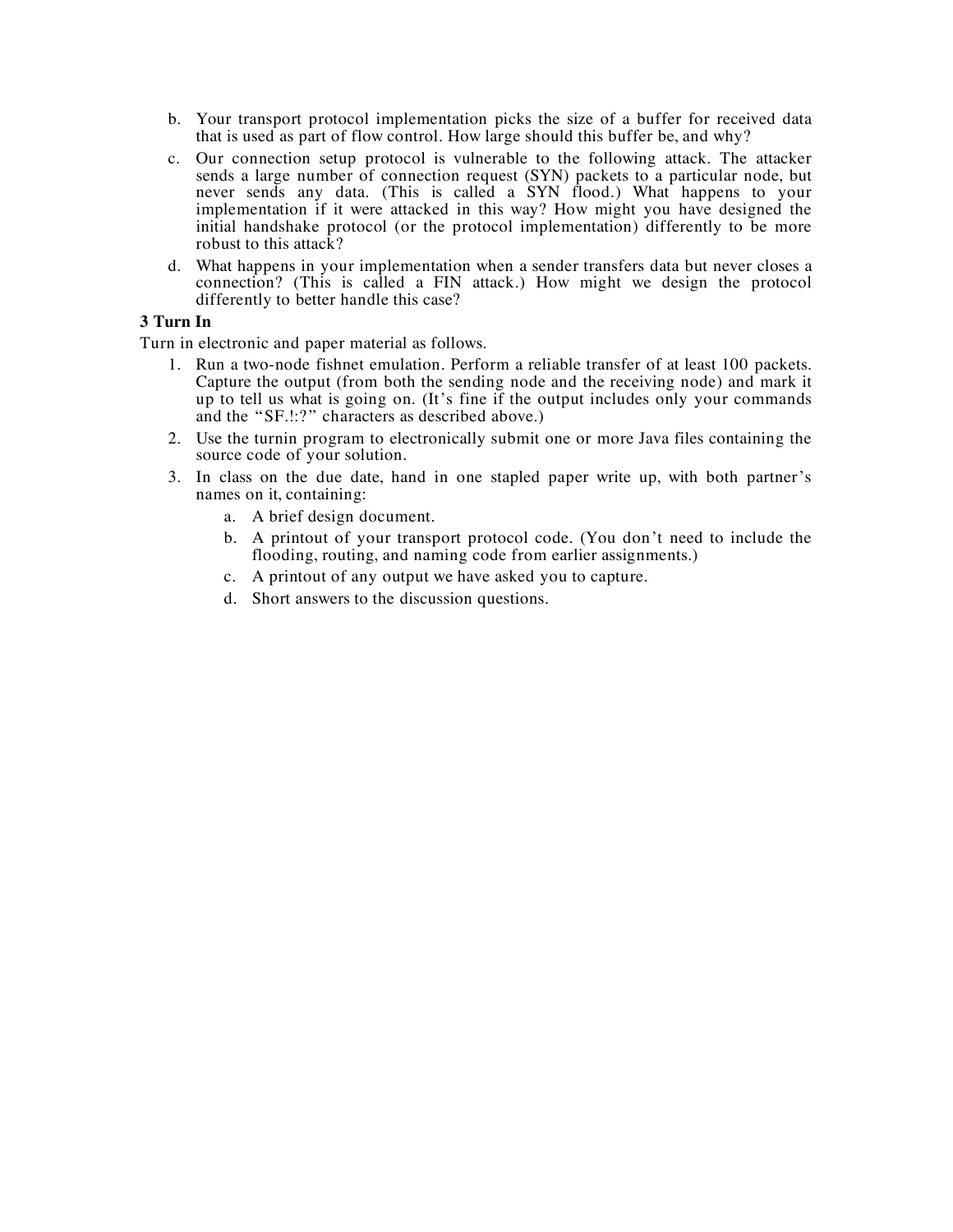b. Your transport protocol implementation picks the size of a buffer for received data that is used as part of flow control. How large should this buffer be, and why?

c. Our connection setup protocol is vulnerable to the following attack. The attacker sends a large number of connection request (SYN) packets to a particular node, but never sends any data. (This is called a SYN flood.) What happens to your implementation if it were attacked in this way? How might you have designed the initial handshake protocol (or the protocol implementation) differently to be more robust to this attack?

d. What happens in your implementation when a sender transfers data but never closes a connection? (This is called a FIN attack.) How might we design the protocol differently to better handle this case?

### 3 Turn In

Turn in electronic and paper material as follows.

1. Run a two-node fishnet emulation. Perform a reliable transfer of at least 100 packets. Capture the output (from both the sending node and the receiving node) and mark it up to tell us what is going on. (It's fine if the output includes only your commands and the "SF.!:?" characters as described above.)
2. Use the turnin program to electronically submit one or more Java files containing the source code of your solution.
3. In class on the due date, hand in one stapled paper write up, with both partner's names on it, containing:
   a. A brief design document.
   b. A printout of your transport protocol code. (You don't need to include the flooding, routing, and naming code from earlier assignments.)
   c. A printout of any output we have asked you to capture.
   d. Short answers to the discussion questions.